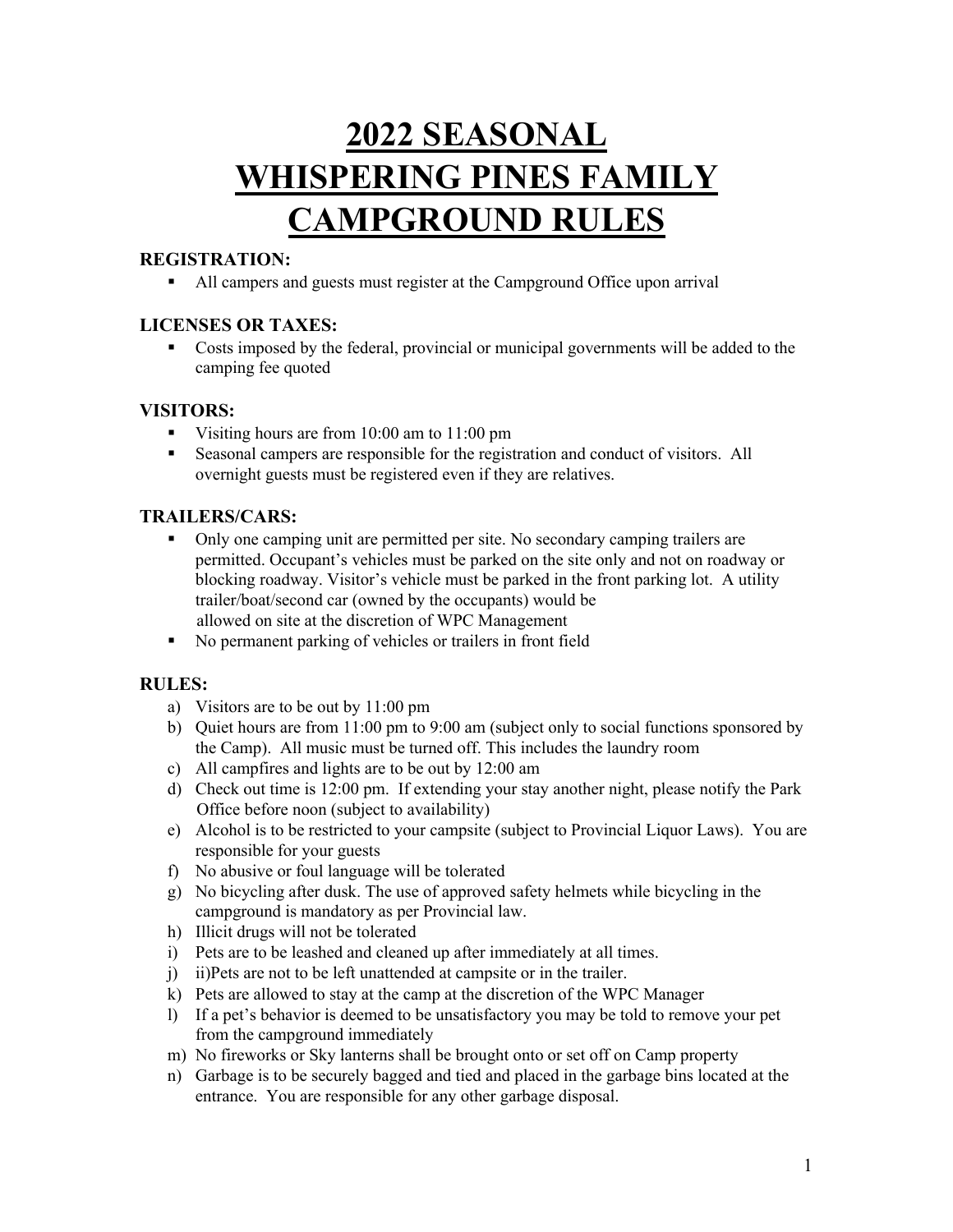# 2022 SEASONAL WHISPERING PINES FAMILY CAMPGROUND RULES

## REGISTRATION:

- All campers and guests must register at the Campground Office upon arrival

## LICENSES OR TAXES:

- Costs imposed by the federal, provincial or municipal governments will be added to the camping fee quoted

## VISITORS:

- Visiting hours are from 10:00 am to 11:00 pm
- Seasonal campers are responsible for the registration and conduct of visitors. All overnight guests must be registered even if they are relatives.

## TRAILERS/CARS:

- Only one camping unit are permitted per site. No secondary camping trailers are permitted. Occupant's vehicles must be parked on the site only and not on roadway or blocking roadway. Visitor's vehicle must be parked in the front parking lot. A utility trailer/boat/second car (owned by the occupants) would be allowed on site at the discretion of WPC Management
- No permanent parking of vehicles or trailers in front field

## RULES:

a) Visitors are to be out by 11:00 pm
b) Quiet hours are from 11:00 pm to 9:00 am (subject only to social functions sponsored by the Camp). All music must be turned off. This includes the laundry room
c) All campfires and lights are to be out by 12:00 am
d) Check out time is 12:00 pm. If extending your stay another night, please notify the Park Office before noon (subject to availability)
e) Alcohol is to be restricted to your campsite (subject to Provincial Liquor Laws). You are responsible for your guests
f) No abusive or foul language will be tolerated
g) No bicycling after dusk. The use of approved safety helmets while bicycling in the campground is mandatory as per Provincial law.
h) Illicit drugs will not be tolerated
i) Pets are to be leashed and cleaned up after immediately at all times.
j) ii)Pets are not to be left unattended at campsite or in the trailer.
k) Pets are allowed to stay at the camp at the discretion of the WPC Manager
l) If a pet's behavior is deemed to be unsatisfactory you may be told to remove your pet from the campground immediately
m) No fireworks or Sky lanterns shall be brought onto or set off on Camp property
n) Garbage is to be securely bagged and tied and placed in the garbage bins located at the entrance. You are responsible for any other garbage disposal.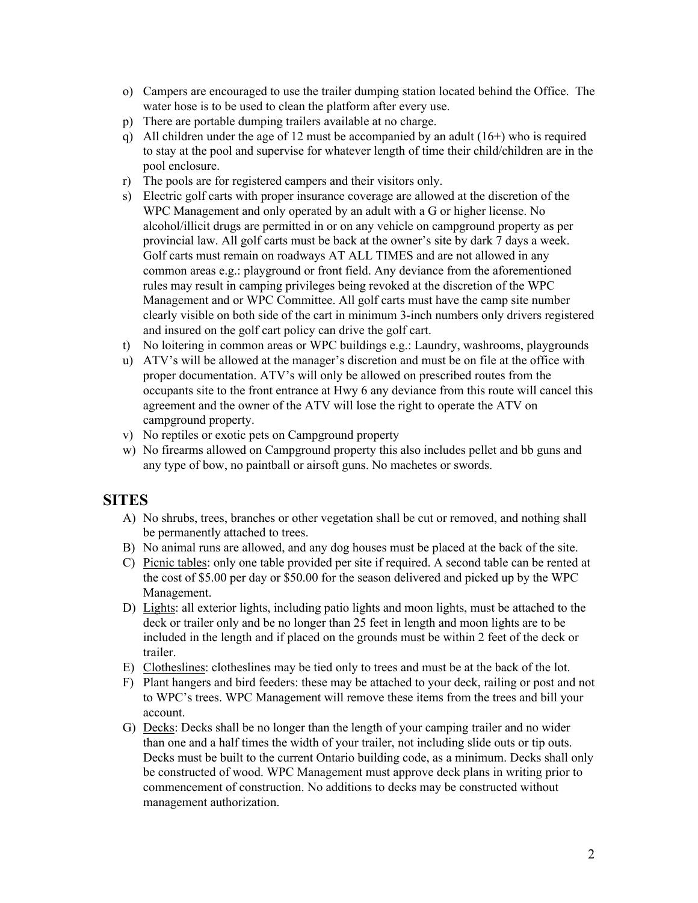o) Campers are encouraged to use the trailer dumping station located behind the Office. The water hose is to be used to clean the platform after every use.
p) There are portable dumping trailers available at no charge.
q) All children under the age of 12 must be accompanied by an adult (16+) who is required to stay at the pool and supervise for whatever length of time their child/children are in the pool enclosure.
r) The pools are for registered campers and their visitors only.
s) Electric golf carts with proper insurance coverage are allowed at the discretion of the WPC Management and only operated by an adult with a G or higher license. No alcohol/illicit drugs are permitted in or on any vehicle on campground property as per provincial law. All golf carts must be back at the owner's site by dark 7 days a week. Golf carts must remain on roadways AT ALL TIMES and are not allowed in any common areas e.g.: playground or front field. Any deviance from the aforementioned rules may result in camping privileges being revoked at the discretion of the WPC Management and or WPC Committee. All golf carts must have the camp site number clearly visible on both side of the cart in minimum 3-inch numbers only drivers registered and insured on the golf cart policy can drive the golf cart.
t) No loitering in common areas or WPC buildings e.g.: Laundry, washrooms, playgrounds
u) ATV's will be allowed at the manager's discretion and must be on file at the office with proper documentation. ATV's will only be allowed on prescribed routes from the occupants site to the front entrance at Hwy 6 any deviance from this route will cancel this agreement and the owner of the ATV will lose the right to operate the ATV on campground property.
v) No reptiles or exotic pets on Campground property
w) No firearms allowed on Campground property this also includes pellet and bb guns and any type of bow, no paintball or airsoft guns. No machetes or swords.

## SITES

A) No shrubs, trees, branches or other vegetation shall be cut or removed, and nothing shall be permanently attached to trees.
B) No animal runs are allowed, and any dog houses must be placed at the back of the site.
C) Picnic tables: only one table provided per site if required. A second table can be rented at the cost of $5.00 per day or $50.00 for the season delivered and picked up by the WPC Management.
D) Lights: all exterior lights, including patio lights and moon lights, must be attached to the deck or trailer only and be no longer than 25 feet in length and moon lights are to be included in the length and if placed on the grounds must be within 2 feet of the deck or trailer.
E) Clotheslines: clotheslines may be tied only to trees and must be at the back of the lot.
F) Plant hangers and bird feeders: these may be attached to your deck, railing or post and not to WPC's trees. WPC Management will remove these items from the trees and bill your account.
G) Decks: Decks shall be no longer than the length of your camping trailer and no wider than one and a half times the width of your trailer, not including slide outs or tip outs. Decks must be built to the current Ontario building code, as a minimum. Decks shall only be constructed of wood. WPC Management must approve deck plans in writing prior to commencement of construction. No additions to decks may be constructed without management authorization.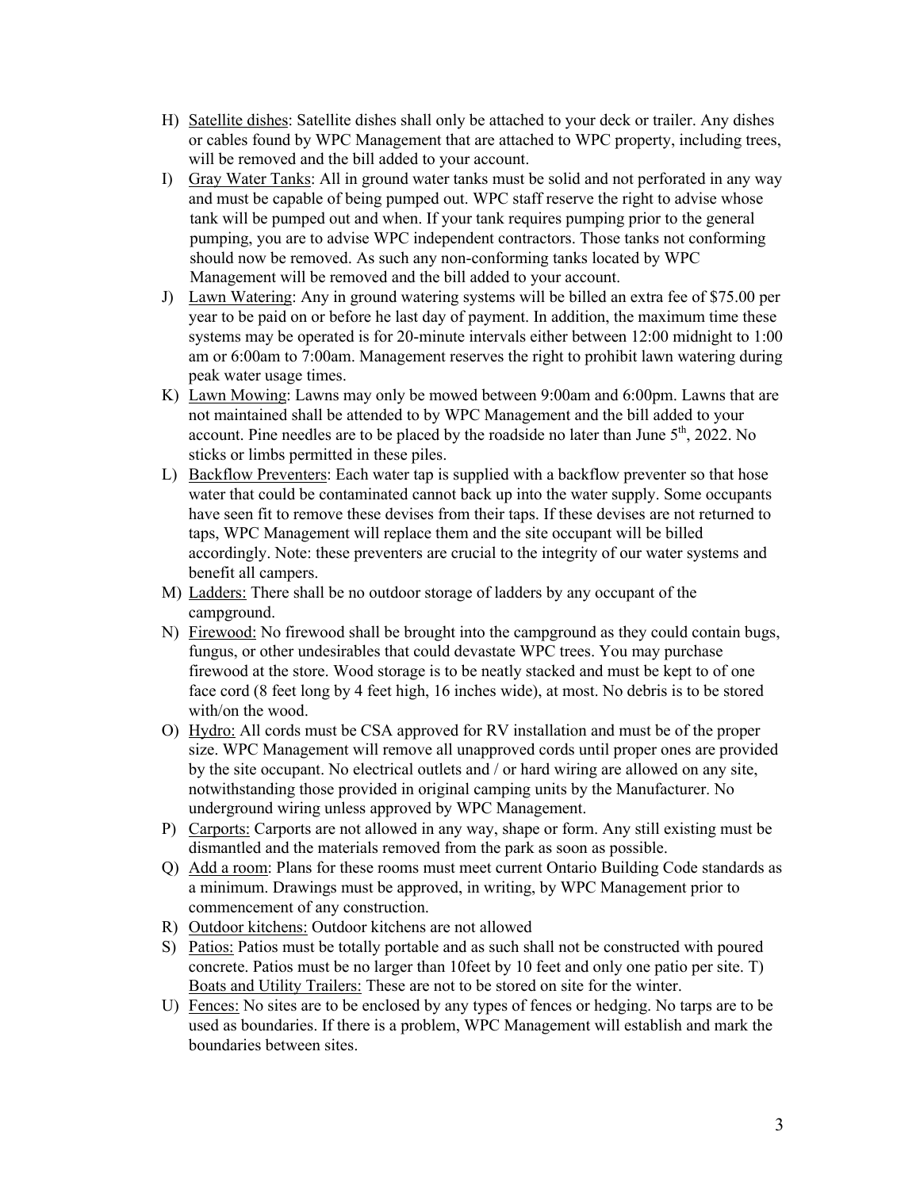H) <u>Satellite dishes</u>: Satellite dishes shall only be attached to your deck or trailer. Any dishes or cables found by WPC Management that are attached to WPC property, including trees, will be removed and the bill added to your account.

I) <u>Gray Water Tanks</u>: All in ground water tanks must be solid and not perforated in any way and must be capable of being pumped out. WPC staff reserve the right to advise whose tank will be pumped out and when. If your tank requires pumping prior to the general pumping, you are to advise WPC independent contractors. Those tanks not conforming should now be removed. As such any non-conforming tanks located by WPC Management will be removed and the bill added to your account.

J) <u>Lawn Watering</u>: Any in ground watering systems will be billed an extra fee of $75.00 per year to be paid on or before he last day of payment. In addition, the maximum time these systems may be operated is for 20-minute intervals either between 12:00 midnight to 1:00 am or 6:00am to 7:00am. Management reserves the right to prohibit lawn watering during peak water usage times.

K) <u>Lawn Mowing</u>: Lawns may only be mowed between 9:00am and 6:00pm. Lawns that are not maintained shall be attended to by WPC Management and the bill added to your account. Pine needles are to be placed by the roadside no later than June 5th, 2022. No sticks or limbs permitted in these piles.

L) <u>Backflow Preventers</u>: Each water tap is supplied with a backflow preventer so that hose water that could be contaminated cannot back up into the water supply. Some occupants have seen fit to remove these devises from their taps. If these devises are not returned to taps, WPC Management will replace them and the site occupant will be billed accordingly. Note: these preventers are crucial to the integrity of our water systems and benefit all campers.

M) <u>Ladders:</u> There shall be no outdoor storage of ladders by any occupant of the campground.

N) <u>Firewood:</u> No firewood shall be brought into the campground as they could contain bugs, fungus, or other undesirables that could devastate WPC trees. You may purchase firewood at the store. Wood storage is to be neatly stacked and must be kept to of one face cord (8 feet long by 4 feet high, 16 inches wide), at most. No debris is to be stored with/on the wood.

O) <u>Hydro:</u> All cords must be CSA approved for RV installation and must be of the proper size. WPC Management will remove all unapproved cords until proper ones are provided by the site occupant. No electrical outlets and / or hard wiring are allowed on any site, notwithstanding those provided in original camping units by the Manufacturer. No underground wiring unless approved by WPC Management.

P) <u>Carports:</u> Carports are not allowed in any way, shape or form. Any still existing must be dismantled and the materials removed from the park as soon as possible.

Q) <u>Add a room</u>: Plans for these rooms must meet current Ontario Building Code standards as a minimum. Drawings must be approved, in writing, by WPC Management prior to commencement of any construction.

R) <u>Outdoor kitchens:</u> Outdoor kitchens are not allowed

S) <u>Patios:</u> Patios must be totally portable and as such shall not be constructed with poured concrete. Patios must be no larger than 10feet by 10 feet and only one patio per site. T) <u>Boats and Utility Trailers:</u> These are not to be stored on site for the winter.

U) <u>Fences:</u> No sites are to be enclosed by any types of fences or hedging. No tarps are to be used as boundaries. If there is a problem, WPC Management will establish and mark the boundaries between sites.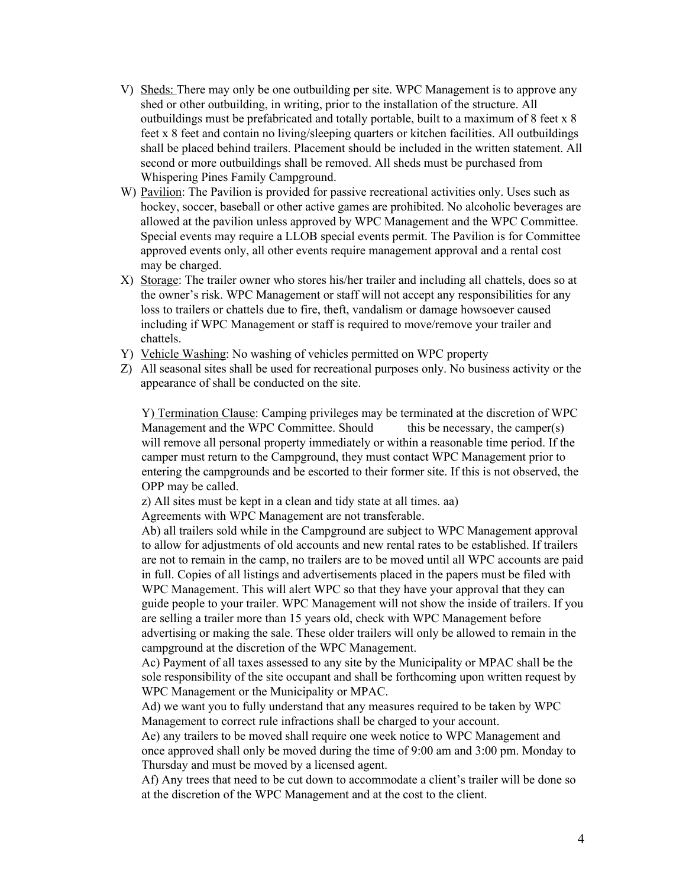V) <u>Sheds:</u> There may only be one outbuilding per site. WPC Management is to approve any shed or other outbuilding, in writing, prior to the installation of the structure. All outbuildings must be prefabricated and totally portable, built to a maximum of 8 feet x 8 feet x 8 feet and contain no living/sleeping quarters or kitchen facilities. All outbuildings shall be placed behind trailers. Placement should be included in the written statement. All second or more outbuildings shall be removed. All sheds must be purchased from Whispering Pines Family Campground.

W) <u>Pavilion</u>: The Pavilion is provided for passive recreational activities only. Uses such as hockey, soccer, baseball or other active games are prohibited. No alcoholic beverages are allowed at the pavilion unless approved by WPC Management and the WPC Committee. Special events may require a LLOB special events permit. The Pavilion is for Committee approved events only, all other events require management approval and a rental cost may be charged.

X) <u>Storage</u>: The trailer owner who stores his/her trailer and including all chattels, does so at the owner's risk. WPC Management or staff will not accept any responsibilities for any loss to trailers or chattels due to fire, theft, vandalism or damage howsoever caused including if WPC Management or staff is required to move/remove your trailer and chattels.

Y) <u>Vehicle Washing</u>: No washing of vehicles permitted on WPC property

Z) All seasonal sites shall be used for recreational purposes only. No business activity or the appearance of shall be conducted on the site.

Y) <u>Termination Clause</u>: Camping privileges may be terminated at the discretion of WPC Management and the WPC Committee. Should this be necessary, the camper(s) will remove all personal property immediately or within a reasonable time period. If the camper must return to the Campground, they must contact WPC Management prior to entering the campgrounds and be escorted to their former site. If this is not observed, the OPP may be called.

z) All sites must be kept in a clean and tidy state at all times. aa) Agreements with WPC Management are not transferable.

Ab) all trailers sold while in the Campground are subject to WPC Management approval to allow for adjustments of old accounts and new rental rates to be established. If trailers are not to remain in the camp, no trailers are to be moved until all WPC accounts are paid in full. Copies of all listings and advertisements placed in the papers must be filed with WPC Management. This will alert WPC so that they have your approval that they can guide people to your trailer. WPC Management will not show the inside of trailers. If you are selling a trailer more than 15 years old, check with WPC Management before advertising or making the sale. These older trailers will only be allowed to remain in the campground at the discretion of the WPC Management.

Ac) Payment of all taxes assessed to any site by the Municipality or MPAC shall be the sole responsibility of the site occupant and shall be forthcoming upon written request by WPC Management or the Municipality or MPAC.

Ad) we want you to fully understand that any measures required to be taken by WPC Management to correct rule infractions shall be charged to your account.

Ae) any trailers to be moved shall require one week notice to WPC Management and once approved shall only be moved during the time of 9:00 am and 3:00 pm. Monday to Thursday and must be moved by a licensed agent.

Af) Any trees that need to be cut down to accommodate a client's trailer will be done so at the discretion of the WPC Management and at the cost to the client.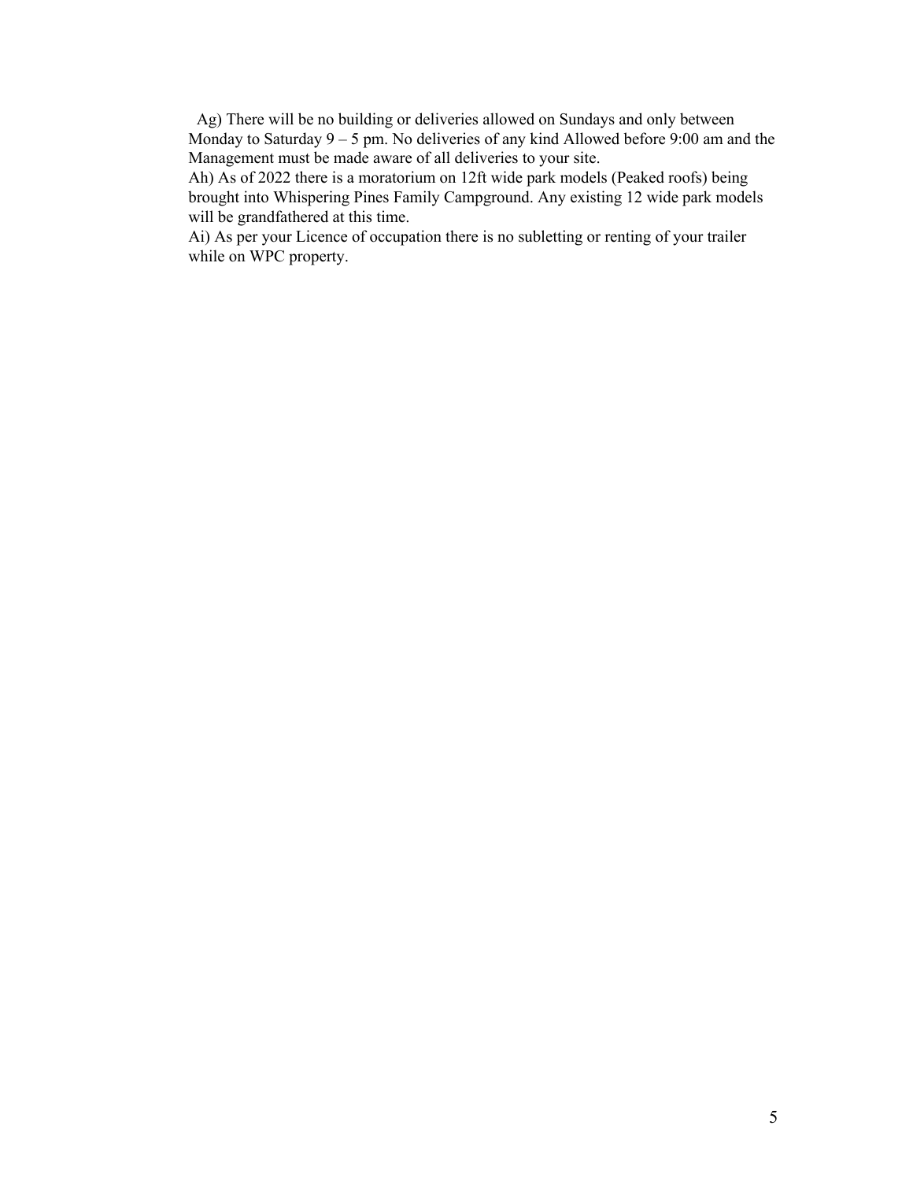Ag) There will be no building or deliveries allowed on Sundays and only between Monday to Saturday 9 – 5 pm. No deliveries of any kind Allowed before 9:00 am and the Management must be made aware of all deliveries to your site.

Ah) As of 2022 there is a moratorium on 12ft wide park models (Peaked roofs) being brought into Whispering Pines Family Campground. Any existing 12 wide park models will be grandfathered at this time.

Ai) As per your Licence of occupation there is no subletting or renting of your trailer while on WPC property.